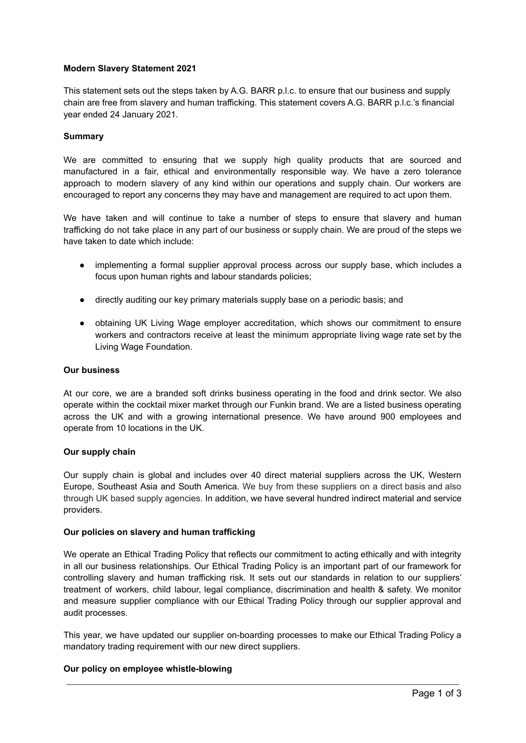**Modern Slavery Statement 2021**

This statement sets out the steps taken by A.G. BARR p.l.c. to ensure that our business and supply chain are free from slavery and human trafficking. This statement covers A.G. BARR p.l.c.'s financial year ended 24 January 2021.

**Summary**

We are committed to ensuring that we supply high quality products that are sourced and manufactured in a fair, ethical and environmentally responsible way. We have a zero tolerance approach to modern slavery of any kind within our operations and supply chain. Our workers are encouraged to report any concerns they may have and management are required to act upon them.

We have taken and will continue to take a number of steps to ensure that slavery and human trafficking do not take place in any part of our business or supply chain. We are proud of the steps we have taken to date which include:

- implementing a formal supplier approval process across our supply base, which includes a focus upon human rights and labour standards policies;
- directly auditing our key primary materials supply base on a periodic basis; and
- obtaining UK Living Wage employer accreditation, which shows our commitment to ensure workers and contractors receive at least the minimum appropriate living wage rate set by the Living Wage Foundation.

**Our business**

At our core, we are a branded soft drinks business operating in the food and drink sector. We also operate within the cocktail mixer market through our Funkin brand. We are a listed business operating across the UK and with a growing international presence. We have around 900 employees and operate from 10 locations in the UK.

**Our supply chain**

Our supply chain is global and includes over 40 direct material suppliers across the UK, Western Europe, Southeast Asia and South America. We buy from these suppliers on a direct basis and also through UK based supply agencies. In addition, we have several hundred indirect material and service providers.

**Our policies on slavery and human trafficking**

We operate an Ethical Trading Policy that reflects our commitment to acting ethically and with integrity in all our business relationships. Our Ethical Trading Policy is an important part of our framework for controlling slavery and human trafficking risk. It sets out our standards in relation to our suppliers' treatment of workers, child labour, legal compliance, discrimination and health & safety. We monitor and measure supplier compliance with our Ethical Trading Policy through our supplier approval and audit processes.

This year, we have updated our supplier on-boarding processes to make our Ethical Trading Policy a mandatory trading requirement with our new direct suppliers.

**Our policy on employee whistle-blowing**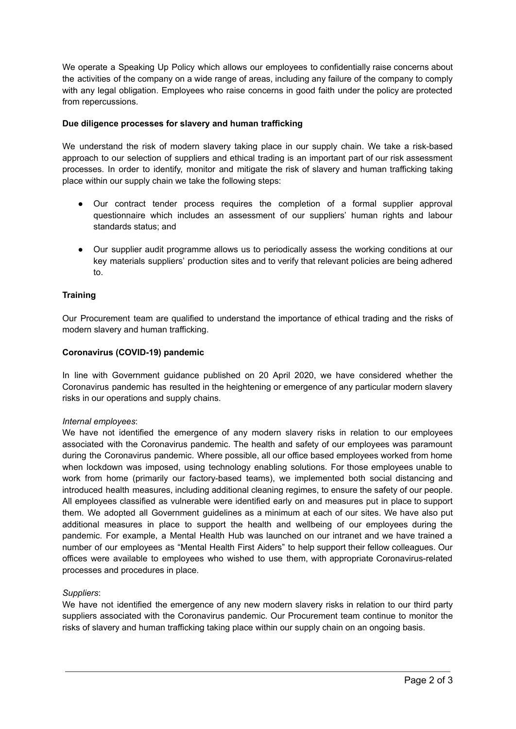We operate a Speaking Up Policy which allows our employees to confidentially raise concerns about the activities of the company on a wide range of areas, including any failure of the company to comply with any legal obligation. Employees who raise concerns in good faith under the policy are protected from repercussions.

**Due diligence processes for slavery and human trafficking**

We understand the risk of modern slavery taking place in our supply chain. We take a risk-based approach to our selection of suppliers and ethical trading is an important part of our risk assessment processes. In order to identify, monitor and mitigate the risk of slavery and human trafficking taking place within our supply chain we take the following steps:

- Our contract tender process requires the completion of a formal supplier approval questionnaire which includes an assessment of our suppliers' human rights and labour standards status; and

- Our supplier audit programme allows us to periodically assess the working conditions at our key materials suppliers' production sites and to verify that relevant policies are being adhered to.

**Training**

Our Procurement team are qualified to understand the importance of ethical trading and the risks of modern slavery and human trafficking.

**Coronavirus (COVID-19) pandemic**

In line with Government guidance published on 20 April 2020, we have considered whether the Coronavirus pandemic has resulted in the heightening or emergence of any particular modern slavery risks in our operations and supply chains.

*Internal employees*:
We have not identified the emergence of any modern slavery risks in relation to our employees associated with the Coronavirus pandemic. The health and safety of our employees was paramount during the Coronavirus pandemic. Where possible, all our office based employees worked from home when lockdown was imposed, using technology enabling solutions. For those employees unable to work from home (primarily our factory-based teams), we implemented both social distancing and introduced health measures, including additional cleaning regimes, to ensure the safety of our people. All employees classified as vulnerable were identified early on and measures put in place to support them. We adopted all Government guidelines as a minimum at each of our sites. We have also put additional measures in place to support the health and wellbeing of our employees during the pandemic. For example, a Mental Health Hub was launched on our intranet and we have trained a number of our employees as "Mental Health First Aiders" to help support their fellow colleagues. Our offices were available to employees who wished to use them, with appropriate Coronavirus-related processes and procedures in place.

*Suppliers*:
We have not identified the emergence of any new modern slavery risks in relation to our third party suppliers associated with the Coronavirus pandemic. Our Procurement team continue to monitor the risks of slavery and human trafficking taking place within our supply chain on an ongoing basis.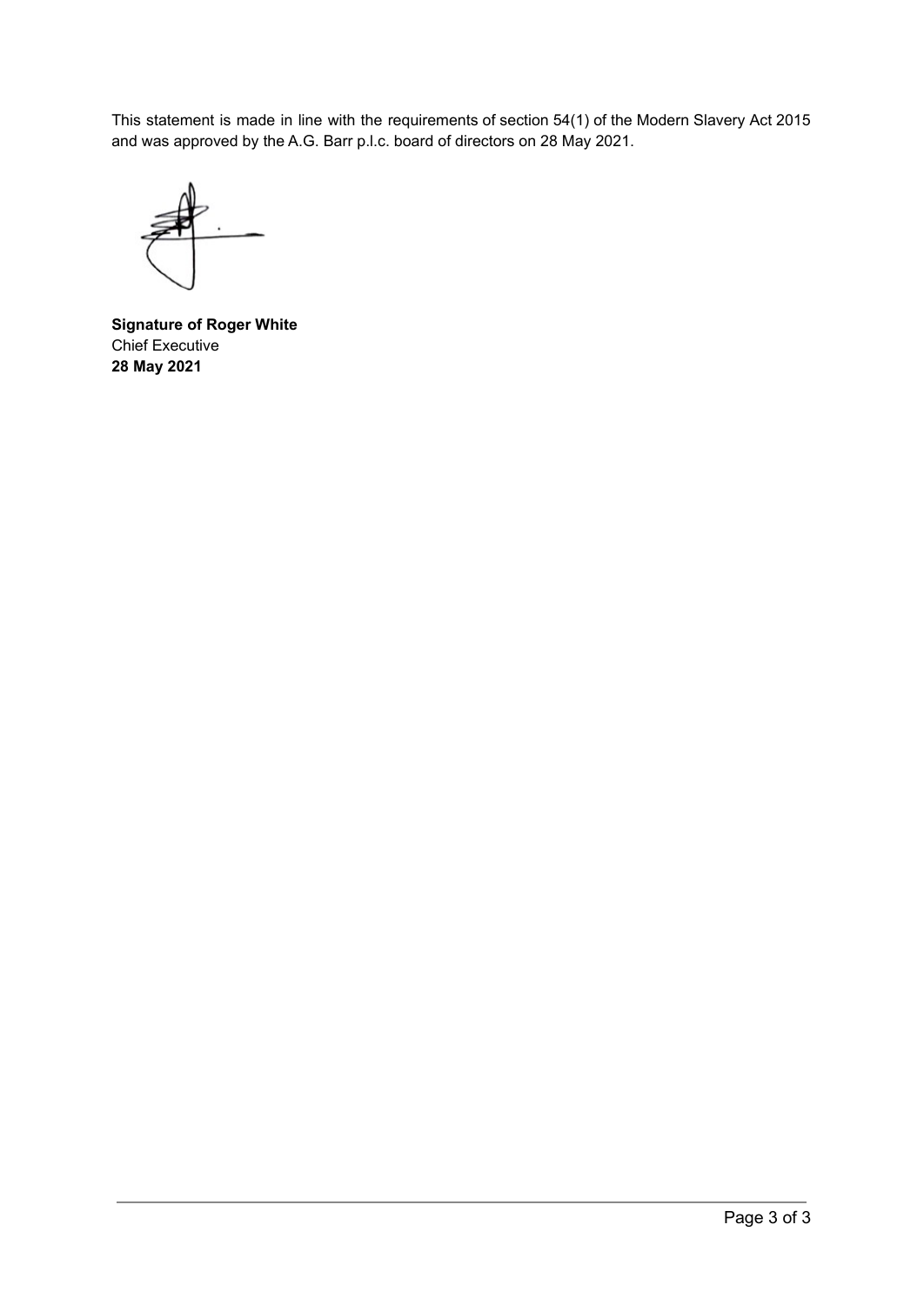This statement is made in line with the requirements of section 54(1) of the Modern Slavery Act 2015 and was approved by the A.G. Barr p.l.c. board of directors on 28 May 2021.

**Signature of Roger White**  
Chief Executive  
**28 May 2021**